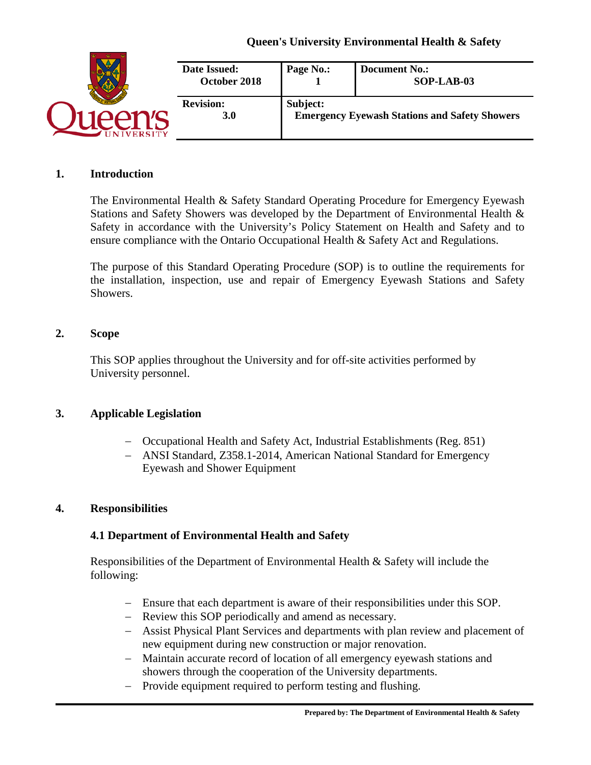**Queen's University Environmental Health & Safety**

| Date Issued: October 2018 | Page No.: 1 | Document No.: SOP-LAB-03 |
| --- | --- | --- |
| **Revision:** 3.0 | **Subject:** Emergency Eyewash Stations and Safety Showers | |

## 1. Introduction

The Environmental Health & Safety Standard Operating Procedure for Emergency Eyewash Stations and Safety Showers was developed by the Department of Environmental Health & Safety in accordance with the University's Policy Statement on Health and Safety and to ensure compliance with the Ontario Occupational Health & Safety Act and Regulations.

The purpose of this Standard Operating Procedure (SOP) is to outline the requirements for the installation, inspection, use and repair of Emergency Eyewash Stations and Safety Showers.

## 2. Scope

This SOP applies throughout the University and for off-site activities performed by University personnel.

## 3. Applicable Legislation

- Occupational Health and Safety Act, Industrial Establishments (Reg. 851)
- ANSI Standard, Z358.1-2014, American National Standard for Emergency Eyewash and Shower Equipment

## 4. Responsibilities

### 4.1 Department of Environmental Health and Safety

Responsibilities of the Department of Environmental Health & Safety will include the following:

- Ensure that each department is aware of their responsibilities under this SOP.
- Review this SOP periodically and amend as necessary.
- Assist Physical Plant Services and departments with plan review and placement of new equipment during new construction or major renovation.
- Maintain accurate record of location of all emergency eyewash stations and showers through the cooperation of the University departments.
- Provide equipment required to perform testing and flushing.

**Prepared by: The Department of Environmental Health & Safety**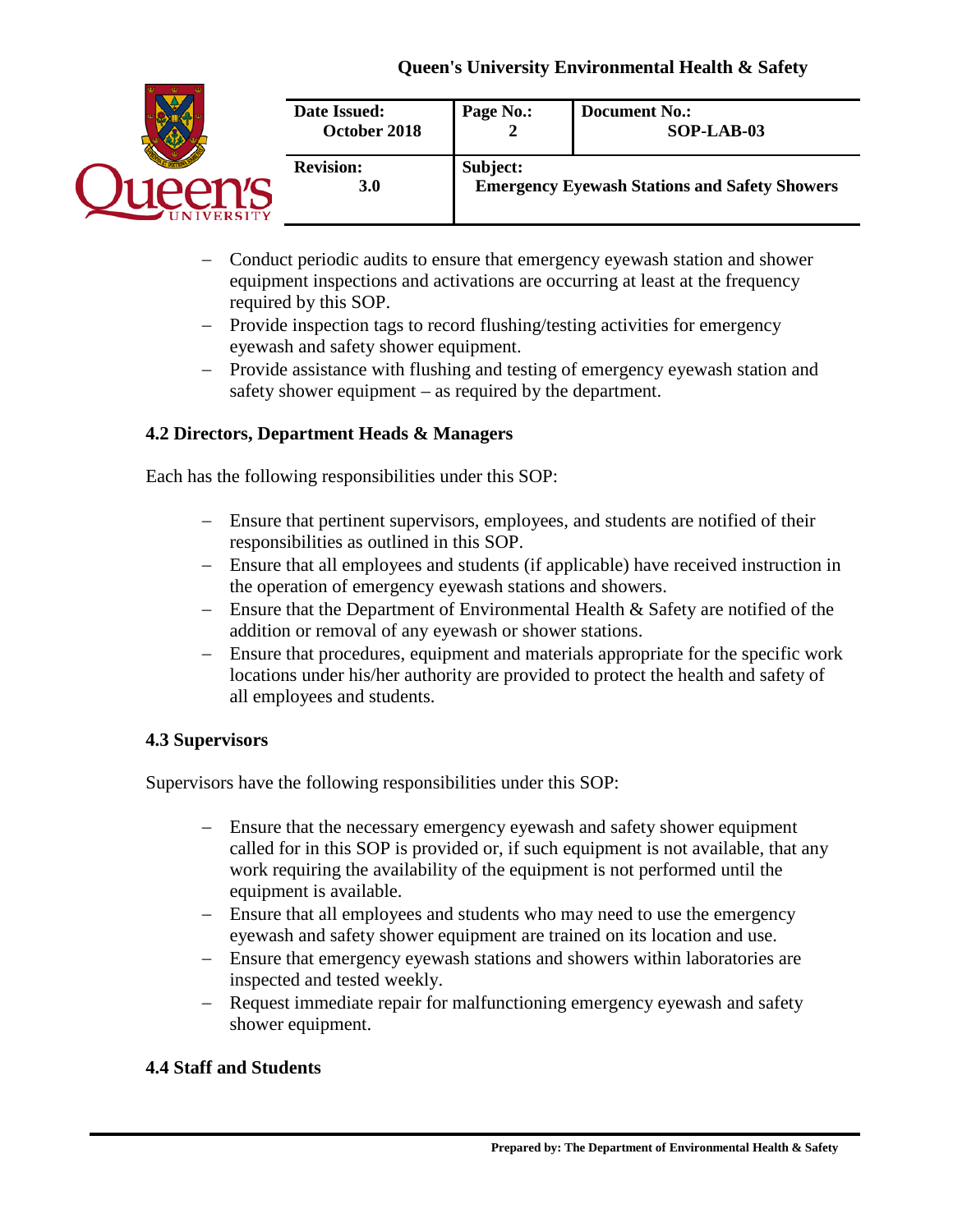- Conduct periodic audits to ensure that emergency eyewash station and shower equipment inspections and activations are occurring at least at the frequency required by this SOP.
- Provide inspection tags to record flushing/testing activities for emergency eyewash and safety shower equipment.
- Provide assistance with flushing and testing of emergency eyewash station and safety shower equipment – as required by the department.

### 4.2 Directors, Department Heads & Managers

Each has the following responsibilities under this SOP:

- Ensure that pertinent supervisors, employees, and students are notified of their responsibilities as outlined in this SOP.
- Ensure that all employees and students (if applicable) have received instruction in the operation of emergency eyewash stations and showers.
- Ensure that the Department of Environmental Health & Safety are notified of the addition or removal of any eyewash or shower stations.
- Ensure that procedures, equipment and materials appropriate for the specific work locations under his/her authority are provided to protect the health and safety of all employees and students.

### 4.3 Supervisors

Supervisors have the following responsibilities under this SOP:

- Ensure that the necessary emergency eyewash and safety shower equipment called for in this SOP is provided or, if such equipment is not available, that any work requiring the availability of the equipment is not performed until the equipment is available.
- Ensure that all employees and students who may need to use the emergency eyewash and safety shower equipment are trained on its location and use.
- Ensure that emergency eyewash stations and showers within laboratories are inspected and tested weekly.
- Request immediate repair for malfunctioning emergency eyewash and safety shower equipment.

### 4.4 Staff and Students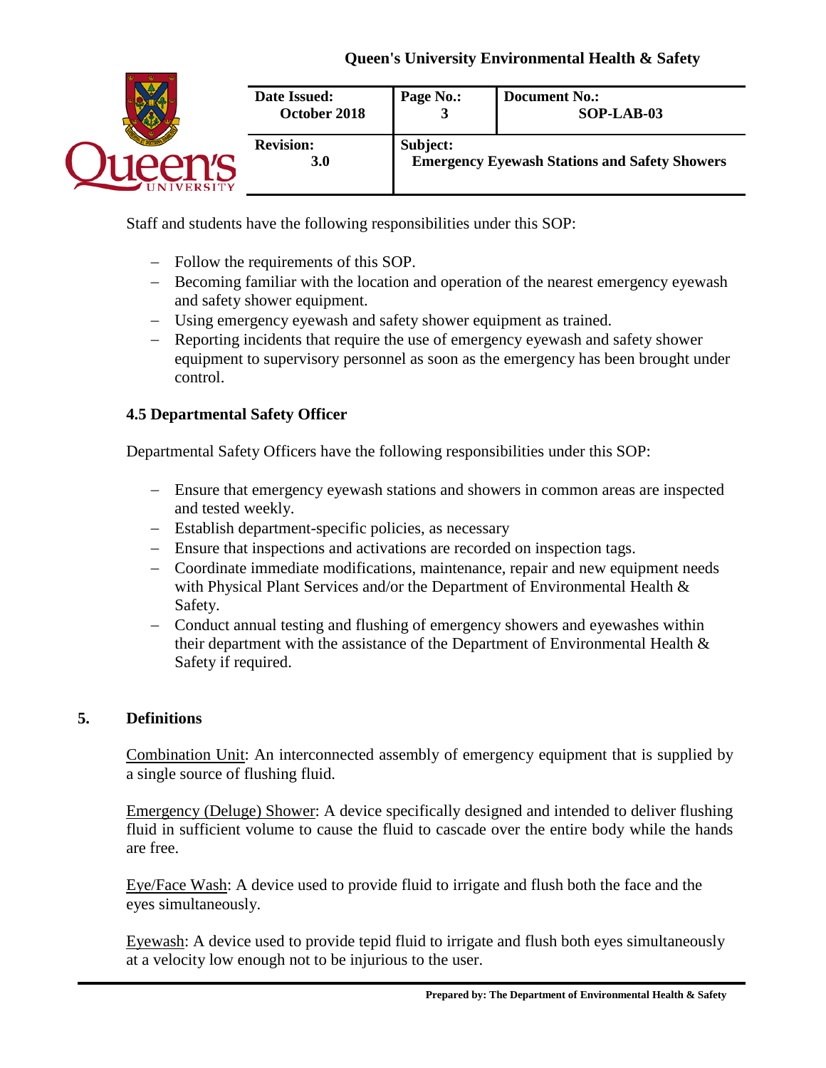Staff and students have the following responsibilities under this SOP:

- Follow the requirements of this SOP.
- Becoming familiar with the location and operation of the nearest emergency eyewash and safety shower equipment.
- Using emergency eyewash and safety shower equipment as trained.
- Reporting incidents that require the use of emergency eyewash and safety shower equipment to supervisory personnel as soon as the emergency has been brought under control.

### 4.5 Departmental Safety Officer

Departmental Safety Officers have the following responsibilities under this SOP:

- Ensure that emergency eyewash stations and showers in common areas are inspected and tested weekly.
- Establish department-specific policies, as necessary
- Ensure that inspections and activations are recorded on inspection tags.
- Coordinate immediate modifications, maintenance, repair and new equipment needs with Physical Plant Services and/or the Department of Environmental Health & Safety.
- Conduct annual testing and flushing of emergency showers and eyewashes within their department with the assistance of the Department of Environmental Health & Safety if required.

## 5. Definitions

Combination Unit: An interconnected assembly of emergency equipment that is supplied by a single source of flushing fluid.

Emergency (Deluge) Shower: A device specifically designed and intended to deliver flushing fluid in sufficient volume to cause the fluid to cascade over the entire body while the hands are free.

Eye/Face Wash: A device used to provide fluid to irrigate and flush both the face and the eyes simultaneously.

Eyewash: A device used to provide tepid fluid to irrigate and flush both eyes simultaneously at a velocity low enough not to be injurious to the user.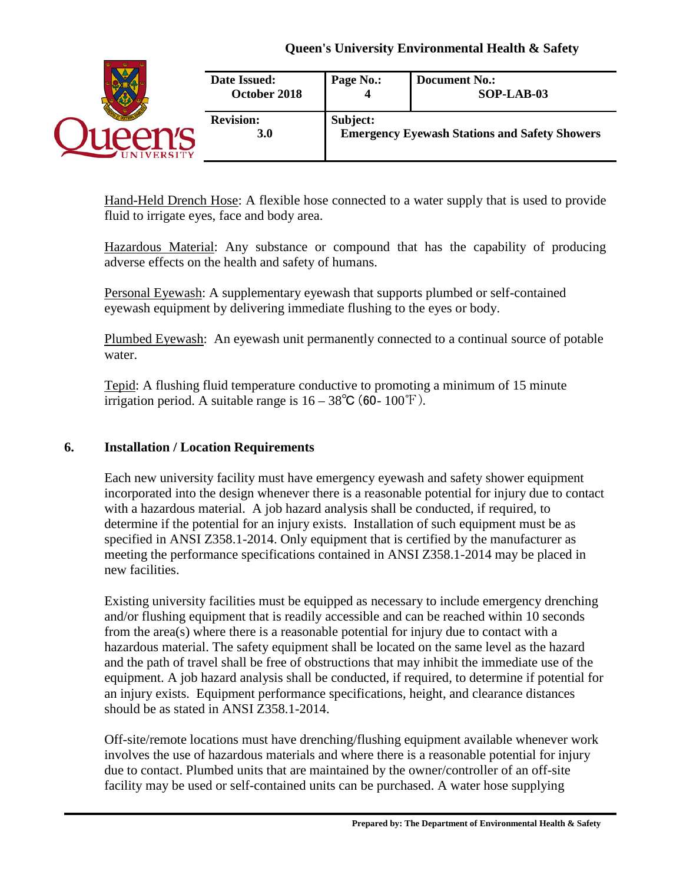Hand-Held Drench Hose: A flexible hose connected to a water supply that is used to provide fluid to irrigate eyes, face and body area.

Hazardous Material: Any substance or compound that has the capability of producing adverse effects on the health and safety of humans.

Personal Eyewash: A supplementary eyewash that supports plumbed or self-contained eyewash equipment by delivering immediate flushing to the eyes or body.

Plumbed Eyewash: An eyewash unit permanently connected to a continual source of potable water.

Tepid: A flushing fluid temperature conductive to promoting a minimum of 15 minute irrigation period. A suitable range is 16 – 38℃ (60- 100℉).

## 6. Installation / Location Requirements

Each new university facility must have emergency eyewash and safety shower equipment incorporated into the design whenever there is a reasonable potential for injury due to contact with a hazardous material. A job hazard analysis shall be conducted, if required, to determine if the potential for an injury exists. Installation of such equipment must be as specified in ANSI Z358.1-2014. Only equipment that is certified by the manufacturer as meeting the performance specifications contained in ANSI Z358.1-2014 may be placed in new facilities.

Existing university facilities must be equipped as necessary to include emergency drenching and/or flushing equipment that is readily accessible and can be reached within 10 seconds from the area(s) where there is a reasonable potential for injury due to contact with a hazardous material. The safety equipment shall be located on the same level as the hazard and the path of travel shall be free of obstructions that may inhibit the immediate use of the equipment. A job hazard analysis shall be conducted, if required, to determine if potential for an injury exists. Equipment performance specifications, height, and clearance distances should be as stated in ANSI Z358.1-2014.

Off-site/remote locations must have drenching/flushing equipment available whenever work involves the use of hazardous materials and where there is a reasonable potential for injury due to contact. Plumbed units that are maintained by the owner/controller of an off-site facility may be used or self-contained units can be purchased. A water hose supplying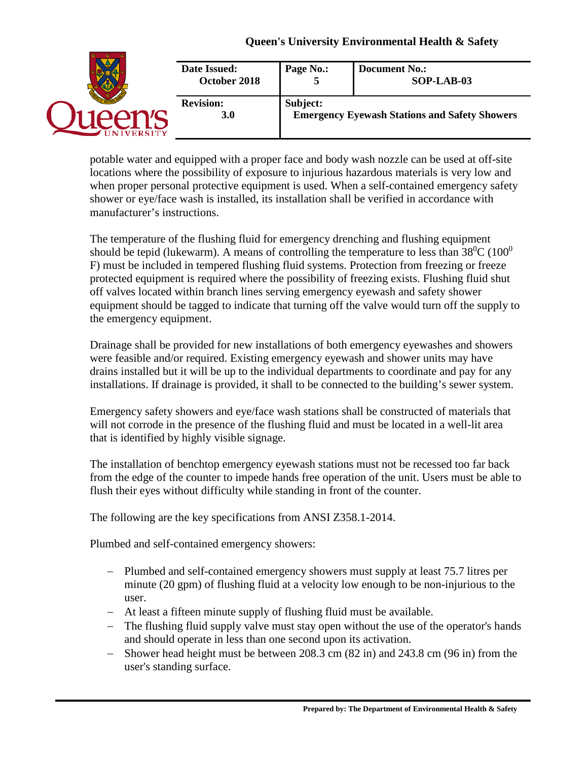potable water and equipped with a proper face and body wash nozzle can be used at off-site locations where the possibility of exposure to injurious hazardous materials is very low and when proper personal protective equipment is used. When a self-contained emergency safety shower or eye/face wash is installed, its installation shall be verified in accordance with manufacturer's instructions.

The temperature of the flushing fluid for emergency drenching and flushing equipment should be tepid (lukewarm). A means of controlling the temperature to less than $38^0$C ($100^0$ F) must be included in tempered flushing fluid systems. Protection from freezing or freeze protected equipment is required where the possibility of freezing exists. Flushing fluid shut off valves located within branch lines serving emergency eyewash and safety shower equipment should be tagged to indicate that turning off the valve would turn off the supply to the emergency equipment.

Drainage shall be provided for new installations of both emergency eyewashes and showers were feasible and/or required. Existing emergency eyewash and shower units may have drains installed but it will be up to the individual departments to coordinate and pay for any installations. If drainage is provided, it shall to be connected to the building's sewer system.

Emergency safety showers and eye/face wash stations shall be constructed of materials that will not corrode in the presence of the flushing fluid and must be located in a well-lit area that is identified by highly visible signage.

The installation of benchtop emergency eyewash stations must not be recessed too far back from the edge of the counter to impede hands free operation of the unit. Users must be able to flush their eyes without difficulty while standing in front of the counter.

The following are the key specifications from ANSI Z358.1-2014.

Plumbed and self-contained emergency showers:

- Plumbed and self-contained emergency showers must supply at least 75.7 litres per minute (20 gpm) of flushing fluid at a velocity low enough to be non-injurious to the user.
- At least a fifteen minute supply of flushing fluid must be available.
- The flushing fluid supply valve must stay open without the use of the operator's hands and should operate in less than one second upon its activation.
- Shower head height must be between 208.3 cm (82 in) and 243.8 cm (96 in) from the user's standing surface.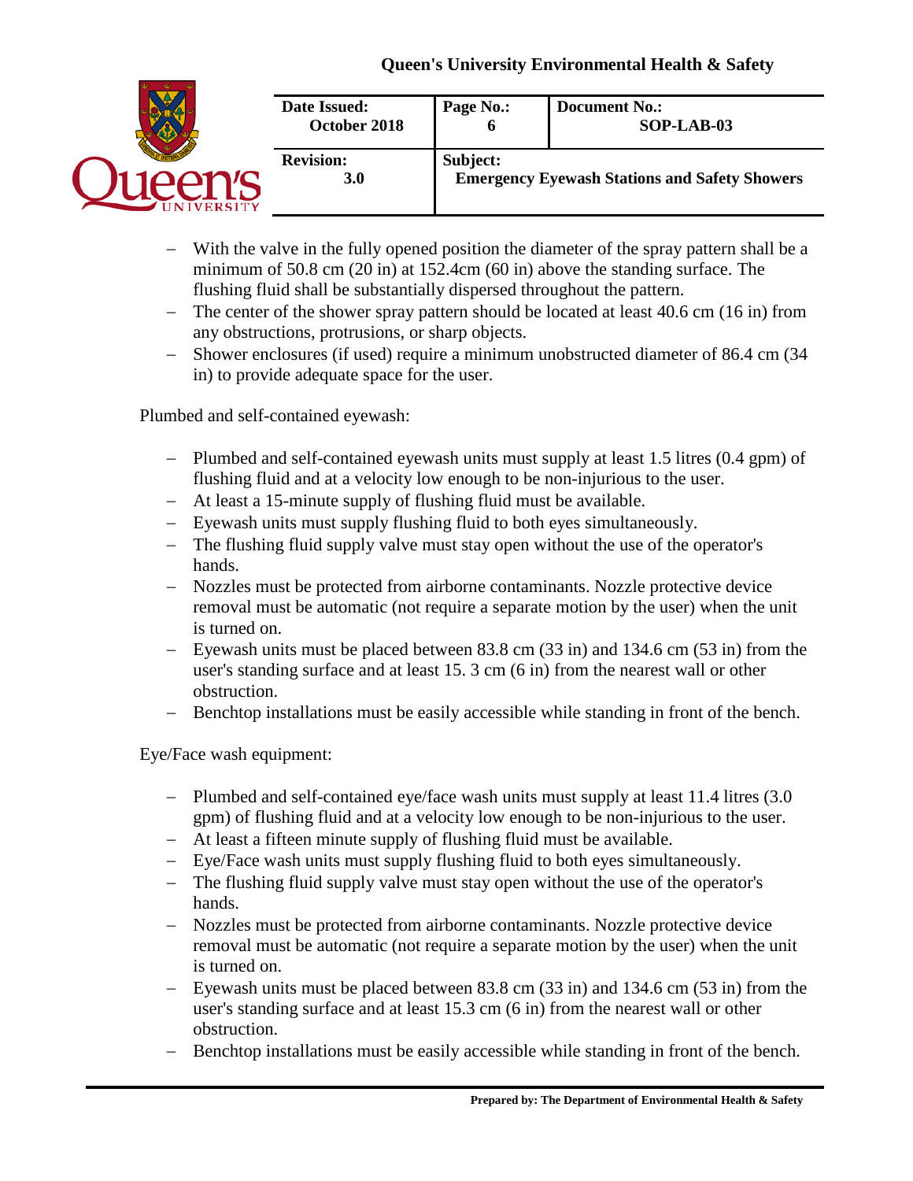- With the valve in the fully opened position the diameter of the spray pattern shall be a minimum of 50.8 cm (20 in) at 152.4cm (60 in) above the standing surface. The flushing fluid shall be substantially dispersed throughout the pattern.
- The center of the shower spray pattern should be located at least 40.6 cm (16 in) from any obstructions, protrusions, or sharp objects.
- Shower enclosures (if used) require a minimum unobstructed diameter of 86.4 cm (34 in) to provide adequate space for the user.

Plumbed and self-contained eyewash:

- Plumbed and self-contained eyewash units must supply at least 1.5 litres (0.4 gpm) of flushing fluid and at a velocity low enough to be non-injurious to the user.
- At least a 15-minute supply of flushing fluid must be available.
- Eyewash units must supply flushing fluid to both eyes simultaneously.
- The flushing fluid supply valve must stay open without the use of the operator's hands.
- Nozzles must be protected from airborne contaminants. Nozzle protective device removal must be automatic (not require a separate motion by the user) when the unit is turned on.
- Eyewash units must be placed between 83.8 cm (33 in) and 134.6 cm (53 in) from the user's standing surface and at least 15. 3 cm (6 in) from the nearest wall or other obstruction.
- Benchtop installations must be easily accessible while standing in front of the bench.

Eye/Face wash equipment:

- Plumbed and self-contained eye/face wash units must supply at least 11.4 litres (3.0 gpm) of flushing fluid and at a velocity low enough to be non-injurious to the user.
- At least a fifteen minute supply of flushing fluid must be available.
- Eye/Face wash units must supply flushing fluid to both eyes simultaneously.
- The flushing fluid supply valve must stay open without the use of the operator's hands.
- Nozzles must be protected from airborne contaminants. Nozzle protective device removal must be automatic (not require a separate motion by the user) when the unit is turned on.
- Eyewash units must be placed between 83.8 cm (33 in) and 134.6 cm (53 in) from the user's standing surface and at least 15.3 cm (6 in) from the nearest wall or other obstruction.
- Benchtop installations must be easily accessible while standing in front of the bench.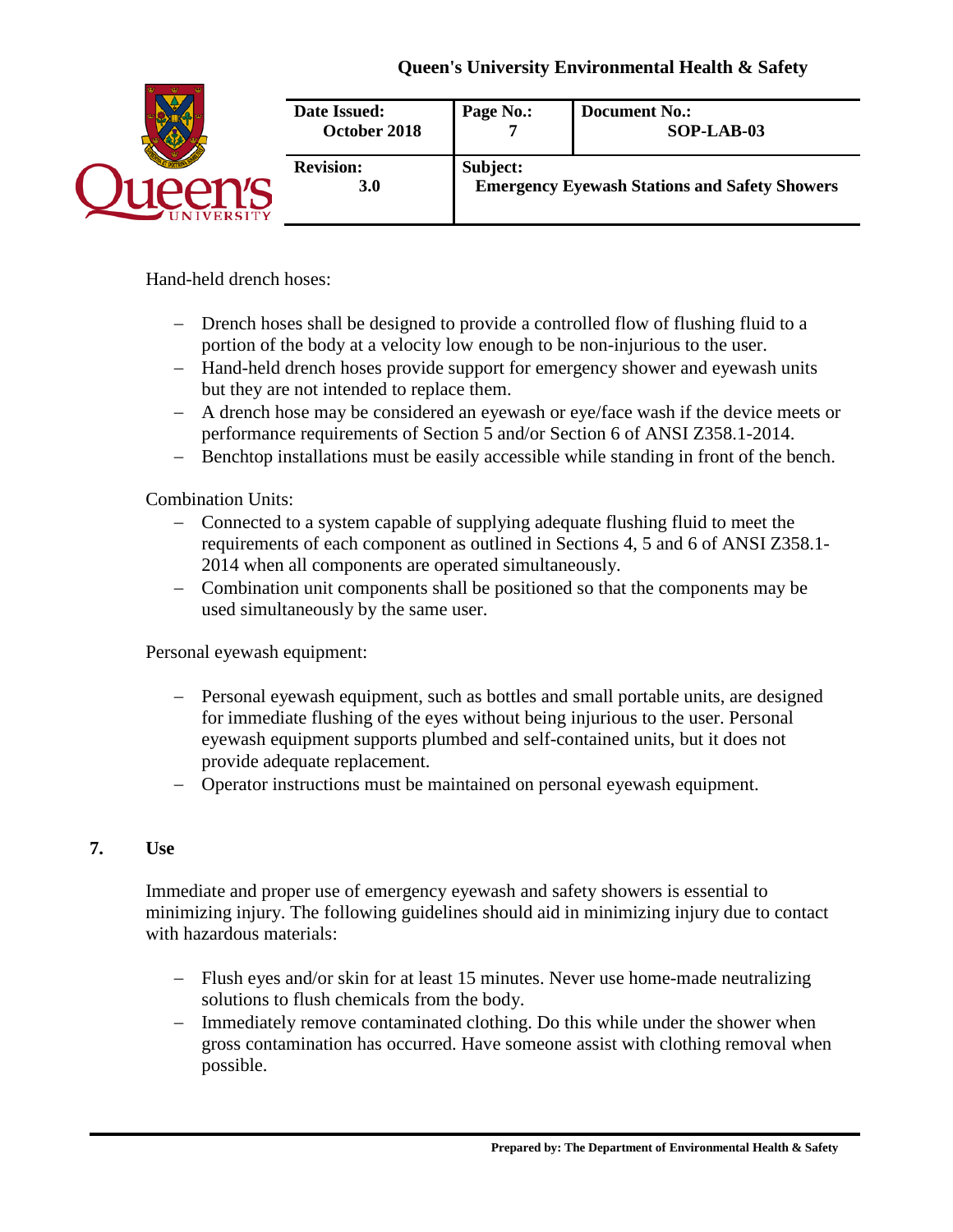Hand-held drench hoses:

- Drench hoses shall be designed to provide a controlled flow of flushing fluid to a portion of the body at a velocity low enough to be non-injurious to the user.
- Hand-held drench hoses provide support for emergency shower and eyewash units but they are not intended to replace them.
- A drench hose may be considered an eyewash or eye/face wash if the device meets or performance requirements of Section 5 and/or Section 6 of ANSI Z358.1-2014.
- Benchtop installations must be easily accessible while standing in front of the bench.

Combination Units:

- Connected to a system capable of supplying adequate flushing fluid to meet the requirements of each component as outlined in Sections 4, 5 and 6 of ANSI Z358.1-2014 when all components are operated simultaneously.
- Combination unit components shall be positioned so that the components may be used simultaneously by the same user.

Personal eyewash equipment:

- Personal eyewash equipment, such as bottles and small portable units, are designed for immediate flushing of the eyes without being injurious to the user. Personal eyewash equipment supports plumbed and self-contained units, but it does not provide adequate replacement.
- Operator instructions must be maintained on personal eyewash equipment.

## 7. Use

Immediate and proper use of emergency eyewash and safety showers is essential to minimizing injury. The following guidelines should aid in minimizing injury due to contact with hazardous materials:

- Flush eyes and/or skin for at least 15 minutes. Never use home-made neutralizing solutions to flush chemicals from the body.
- Immediately remove contaminated clothing. Do this while under the shower when gross contamination has occurred. Have someone assist with clothing removal when possible.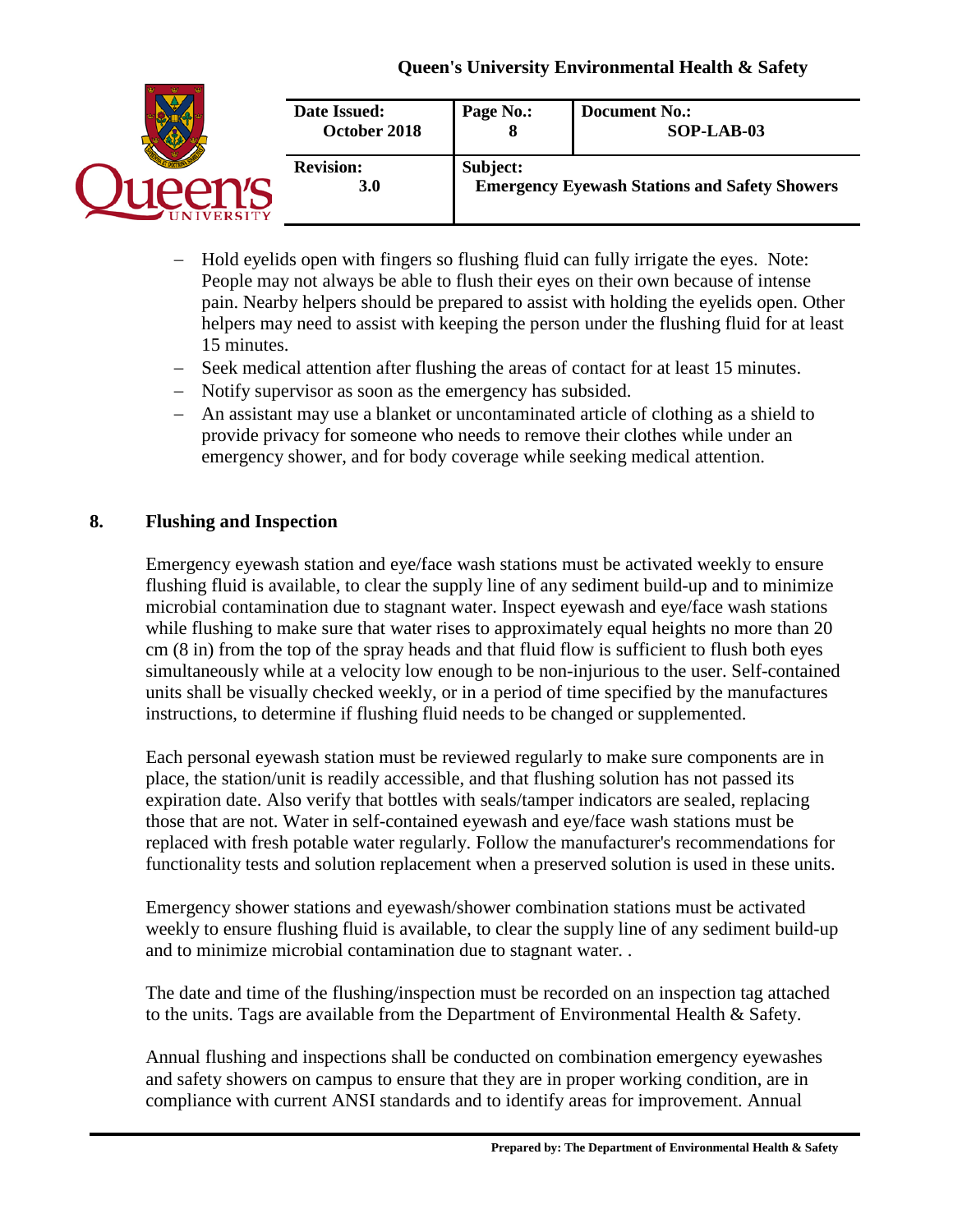- Hold eyelids open with fingers so flushing fluid can fully irrigate the eyes. Note: People may not always be able to flush their eyes on their own because of intense pain. Nearby helpers should be prepared to assist with holding the eyelids open. Other helpers may need to assist with keeping the person under the flushing fluid for at least 15 minutes.
- Seek medical attention after flushing the areas of contact for at least 15 minutes.
- Notify supervisor as soon as the emergency has subsided.
- An assistant may use a blanket or uncontaminated article of clothing as a shield to provide privacy for someone who needs to remove their clothes while under an emergency shower, and for body coverage while seeking medical attention.

## 8. Flushing and Inspection

Emergency eyewash station and eye/face wash stations must be activated weekly to ensure flushing fluid is available, to clear the supply line of any sediment build-up and to minimize microbial contamination due to stagnant water. Inspect eyewash and eye/face wash stations while flushing to make sure that water rises to approximately equal heights no more than 20 cm (8 in) from the top of the spray heads and that fluid flow is sufficient to flush both eyes simultaneously while at a velocity low enough to be non-injurious to the user. Self-contained units shall be visually checked weekly, or in a period of time specified by the manufactures instructions, to determine if flushing fluid needs to be changed or supplemented.

Each personal eyewash station must be reviewed regularly to make sure components are in place, the station/unit is readily accessible, and that flushing solution has not passed its expiration date. Also verify that bottles with seals/tamper indicators are sealed, replacing those that are not. Water in self-contained eyewash and eye/face wash stations must be replaced with fresh potable water regularly. Follow the manufacturer's recommendations for functionality tests and solution replacement when a preserved solution is used in these units.

Emergency shower stations and eyewash/shower combination stations must be activated weekly to ensure flushing fluid is available, to clear the supply line of any sediment build-up and to minimize microbial contamination due to stagnant water. .

The date and time of the flushing/inspection must be recorded on an inspection tag attached to the units. Tags are available from the Department of Environmental Health & Safety.

Annual flushing and inspections shall be conducted on combination emergency eyewashes and safety showers on campus to ensure that they are in proper working condition, are in compliance with current ANSI standards and to identify areas for improvement. Annual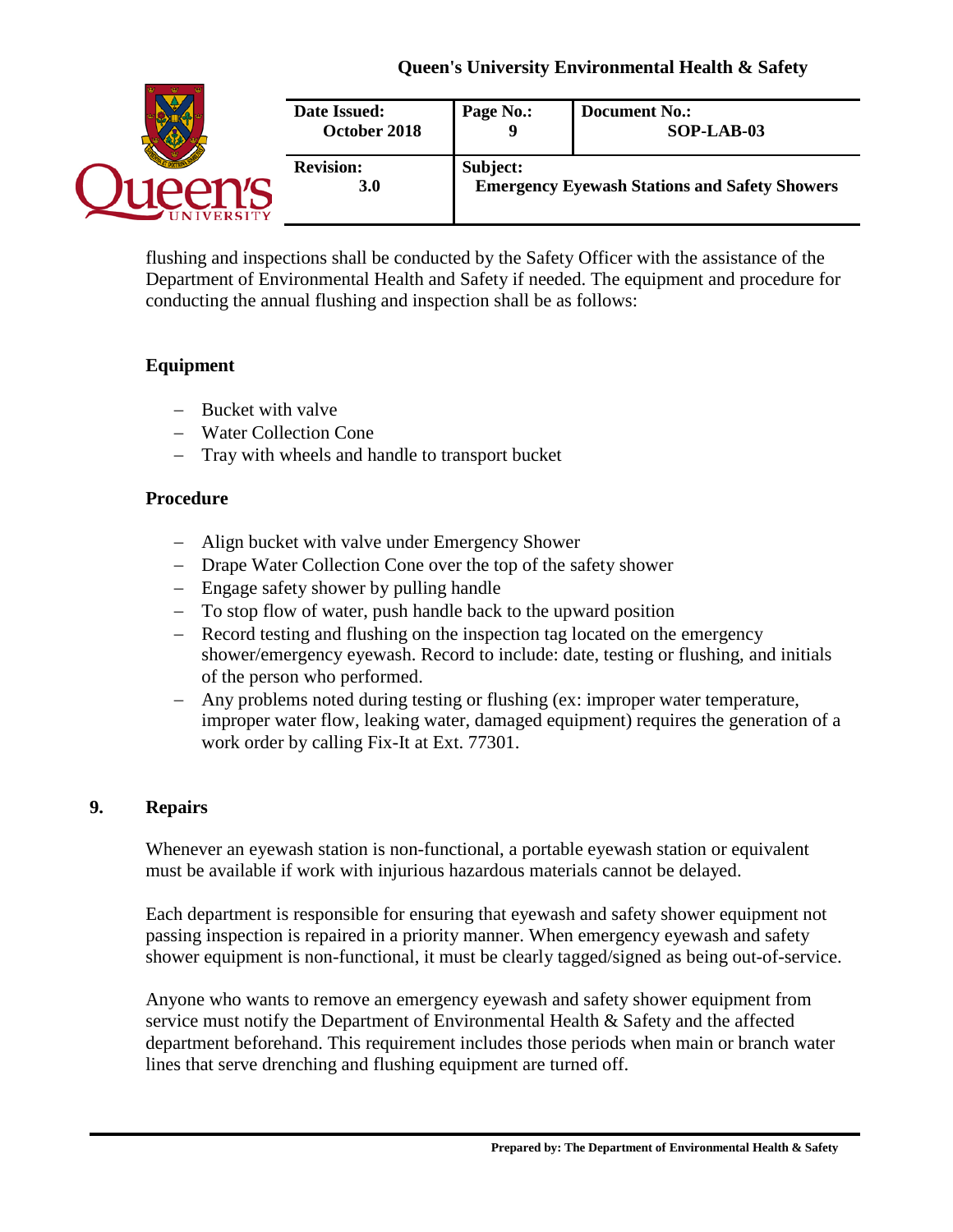flushing and inspections shall be conducted by the Safety Officer with the assistance of the Department of Environmental Health and Safety if needed. The equipment and procedure for conducting the annual flushing and inspection shall be as follows:

**Equipment**

- Bucket with valve
- Water Collection Cone
- Tray with wheels and handle to transport bucket

**Procedure**

- Align bucket with valve under Emergency Shower
- Drape Water Collection Cone over the top of the safety shower
- Engage safety shower by pulling handle
- To stop flow of water, push handle back to the upward position
- Record testing and flushing on the inspection tag located on the emergency shower/emergency eyewash. Record to include: date, testing or flushing, and initials of the person who performed.
- Any problems noted during testing or flushing (ex: improper water temperature, improper water flow, leaking water, damaged equipment) requires the generation of a work order by calling Fix-It at Ext. 77301.

## 9. Repairs

Whenever an eyewash station is non-functional, a portable eyewash station or equivalent must be available if work with injurious hazardous materials cannot be delayed.

Each department is responsible for ensuring that eyewash and safety shower equipment not passing inspection is repaired in a priority manner. When emergency eyewash and safety shower equipment is non-functional, it must be clearly tagged/signed as being out-of-service.

Anyone who wants to remove an emergency eyewash and safety shower equipment from service must notify the Department of Environmental Health & Safety and the affected department beforehand. This requirement includes those periods when main or branch water lines that serve drenching and flushing equipment are turned off.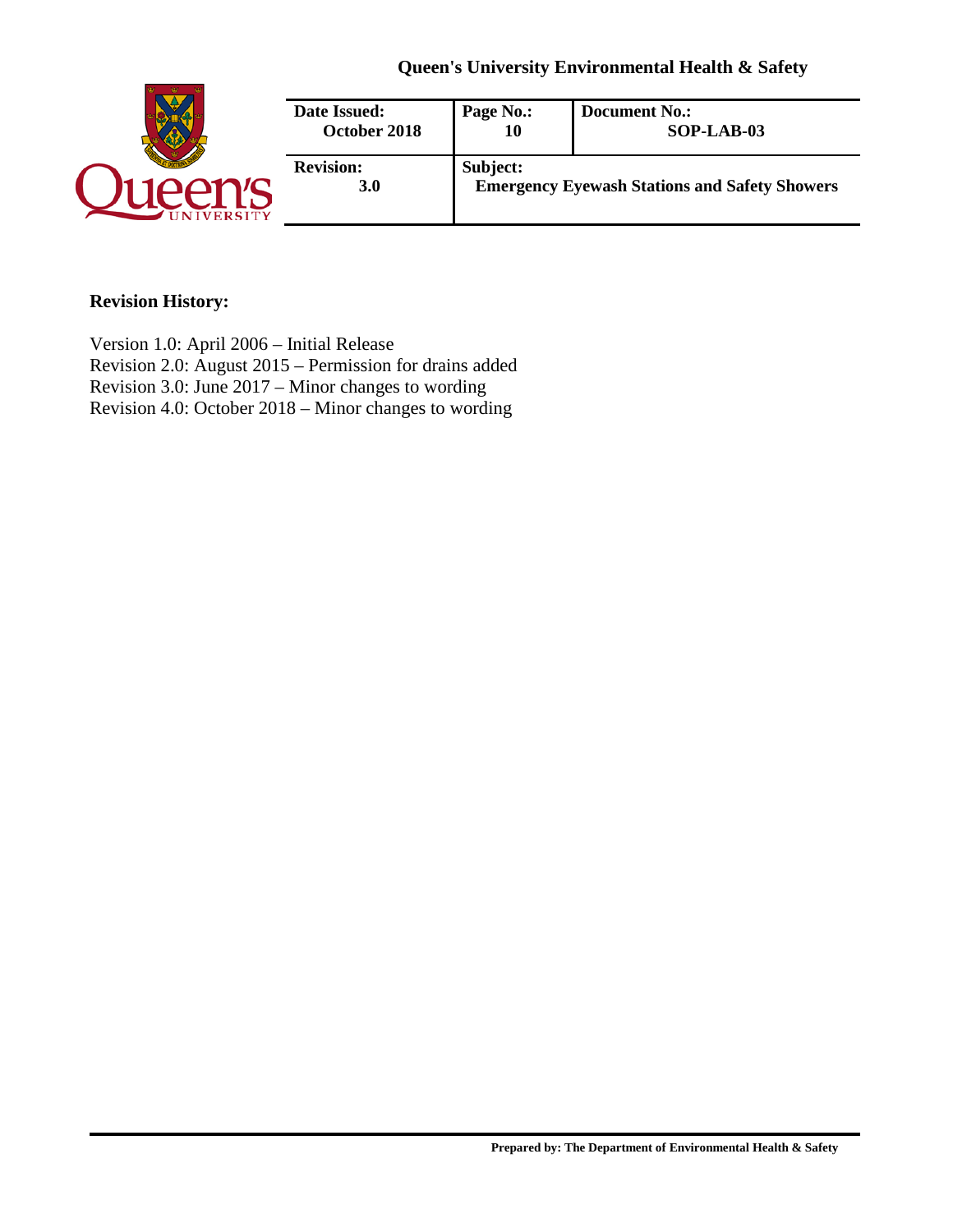**Revision History:**

Version 1.0: April 2006 – Initial Release
Revision 2.0: August 2015 – Permission for drains added
Revision 3.0: June 2017 – Minor changes to wording
Revision 4.0: October 2018 – Minor changes to wording